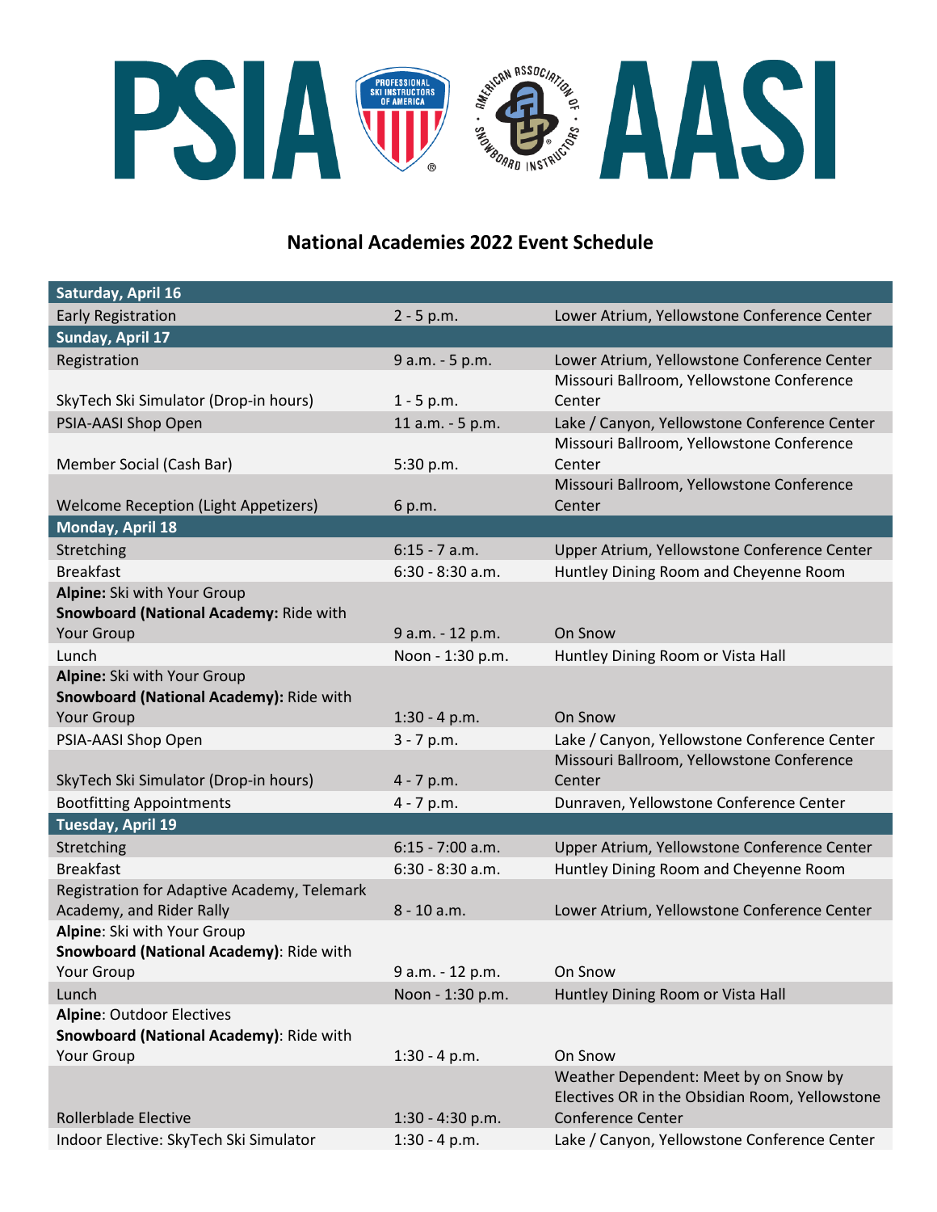PSIA AASI

# National Academies 2022 Event Schedule

| Saturday, April 16 | | |
|---|---|---|
| Early Registration | 2 - 5 p.m. | Lower Atrium, Yellowstone Conference Center |
| **Sunday, April 17** | | |
| Registration | 9 a.m. - 5 p.m. | Lower Atrium, Yellowstone Conference Center |
| SkyTech Ski Simulator (Drop-in hours) | 1 - 5 p.m. | Missouri Ballroom, Yellowstone Conference Center |
| PSIA-AASI Shop Open | 11 a.m. - 5 p.m. | Lake / Canyon, Yellowstone Conference Center |
| Member Social (Cash Bar) | 5:30 p.m. | Missouri Ballroom, Yellowstone Conference Center |
| Welcome Reception (Light Appetizers) | 6 p.m. | Missouri Ballroom, Yellowstone Conference Center |
| **Monday, April 18** | | |
| Stretching | 6:15 - 7 a.m. | Upper Atrium, Yellowstone Conference Center |
| Breakfast | 6:30 - 8:30 a.m. | Huntley Dining Room and Cheyenne Room |
| **Alpine:** Ski with Your Group<br>**Snowboard (National Academy:** Ride with Your Group | 9 a.m. - 12 p.m. | On Snow |
| Lunch | Noon - 1:30 p.m. | Huntley Dining Room or Vista Hall |
| **Alpine:** Ski with Your Group<br>**Snowboard (National Academy):** Ride with Your Group | 1:30 - 4 p.m. | On Snow |
| PSIA-AASI Shop Open | 3 - 7 p.m. | Lake / Canyon, Yellowstone Conference Center |
| SkyTech Ski Simulator (Drop-in hours) | 4 - 7 p.m. | Missouri Ballroom, Yellowstone Conference Center |
| Bootfitting Appointments | 4 - 7 p.m. | Dunraven, Yellowstone Conference Center |
| **Tuesday, April 19** | | |
| Stretching | 6:15 - 7:00 a.m. | Upper Atrium, Yellowstone Conference Center |
| Breakfast | 6:30 - 8:30 a.m. | Huntley Dining Room and Cheyenne Room |
| Registration for Adaptive Academy, Telemark Academy, and Rider Rally | 8 - 10 a.m. | Lower Atrium, Yellowstone Conference Center |
| **Alpine**: Ski with Your Group<br>**Snowboard (National Academy)**: Ride with Your Group | 9 a.m. - 12 p.m. | On Snow |
| Lunch | Noon - 1:30 p.m. | Huntley Dining Room or Vista Hall |
| **Alpine**: Outdoor Electives<br>**Snowboard (National Academy)**: Ride with Your Group | 1:30 - 4 p.m. | On Snow |
| Rollerblade Elective | 1:30 - 4:30 p.m. | Weather Dependent: Meet by on Snow by Electives OR in the Obsidian Room, Yellowstone Conference Center |
| Indoor Elective: SkyTech Ski Simulator | 1:30 - 4 p.m. | Lake / Canyon, Yellowstone Conference Center |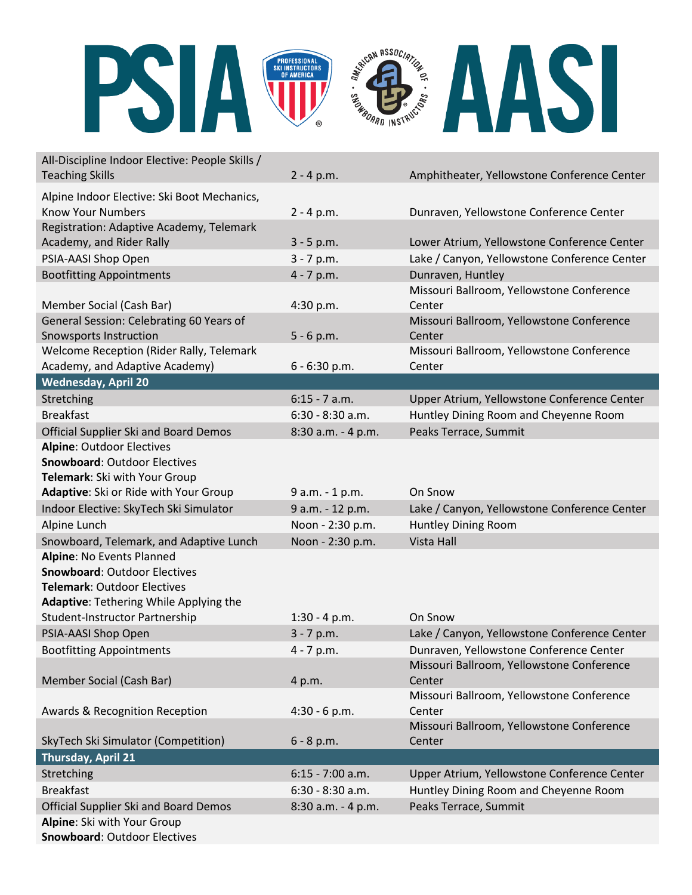# PSIA AASI

| Event | Time | Location |
| --- | --- | --- |
| All-Discipline Indoor Elective: People Skills / Teaching Skills | 2 - 4 p.m. | Amphitheater, Yellowstone Conference Center |
| Alpine Indoor Elective: Ski Boot Mechanics, Know Your Numbers | 2 - 4 p.m. | Dunraven, Yellowstone Conference Center |
| Registration: Adaptive Academy, Telemark Academy, and Rider Rally | 3 - 5 p.m. | Lower Atrium, Yellowstone Conference Center |
| PSIA-AASI Shop Open | 3 - 7 p.m. | Lake / Canyon, Yellowstone Conference Center |
| Bootfitting Appointments | 4 - 7 p.m. | Dunraven, Huntley |
| Member Social (Cash Bar) | 4:30 p.m. | Missouri Ballroom, Yellowstone Conference Center |
| General Session: Celebrating 60 Years of Snowsports Instruction | 5 - 6 p.m. | Missouri Ballroom, Yellowstone Conference Center |
| Welcome Reception (Rider Rally, Telemark Academy, and Adaptive Academy) | 6 - 6:30 p.m. | Missouri Ballroom, Yellowstone Conference Center |
| **Wednesday, April 20** | | |
| Stretching | 6:15 - 7 a.m. | Upper Atrium, Yellowstone Conference Center |
| Breakfast | 6:30 - 8:30 a.m. | Huntley Dining Room and Cheyenne Room |
| Official Supplier Ski and Board Demos | 8:30 a.m. - 4 p.m. | Peaks Terrace, Summit |
| **Alpine**: Outdoor Electives<br>**Snowboard**: Outdoor Electives<br>**Telemark**: Ski with Your Group<br>**Adaptive**: Ski or Ride with Your Group | 9 a.m. - 1 p.m. | On Snow |
| Indoor Elective: SkyTech Ski Simulator | 9 a.m. - 12 p.m. | Lake / Canyon, Yellowstone Conference Center |
| Alpine Lunch | Noon - 2:30 p.m. | Huntley Dining Room |
| Snowboard, Telemark, and Adaptive Lunch | Noon - 2:30 p.m. | Vista Hall |
| **Alpine**: No Events Planned<br>**Snowboard**: Outdoor Electives<br>**Telemark**: Outdoor Electives<br>**Adaptive**: Tethering While Applying the Student-Instructor Partnership | 1:30 - 4 p.m. | On Snow |
| PSIA-AASI Shop Open | 3 - 7 p.m. | Lake / Canyon, Yellowstone Conference Center |
| Bootfitting Appointments | 4 - 7 p.m. | Dunraven, Yellowstone Conference Center |
| Member Social (Cash Bar) | 4 p.m. | Missouri Ballroom, Yellowstone Conference Center |
| Awards & Recognition Reception | 4:30 - 6 p.m. | Missouri Ballroom, Yellowstone Conference Center |
| SkyTech Ski Simulator (Competition) | 6 - 8 p.m. | Missouri Ballroom, Yellowstone Conference Center |
| **Thursday, April 21** | | |
| Stretching | 6:15 - 7:00 a.m. | Upper Atrium, Yellowstone Conference Center |
| Breakfast | 6:30 - 8:30 a.m. | Huntley Dining Room and Cheyenne Room |
| Official Supplier Ski and Board Demos | 8:30 a.m. - 4 p.m. | Peaks Terrace, Summit |
| **Alpine**: Ski with Your Group<br>**Snowboard**: Outdoor Electives | | |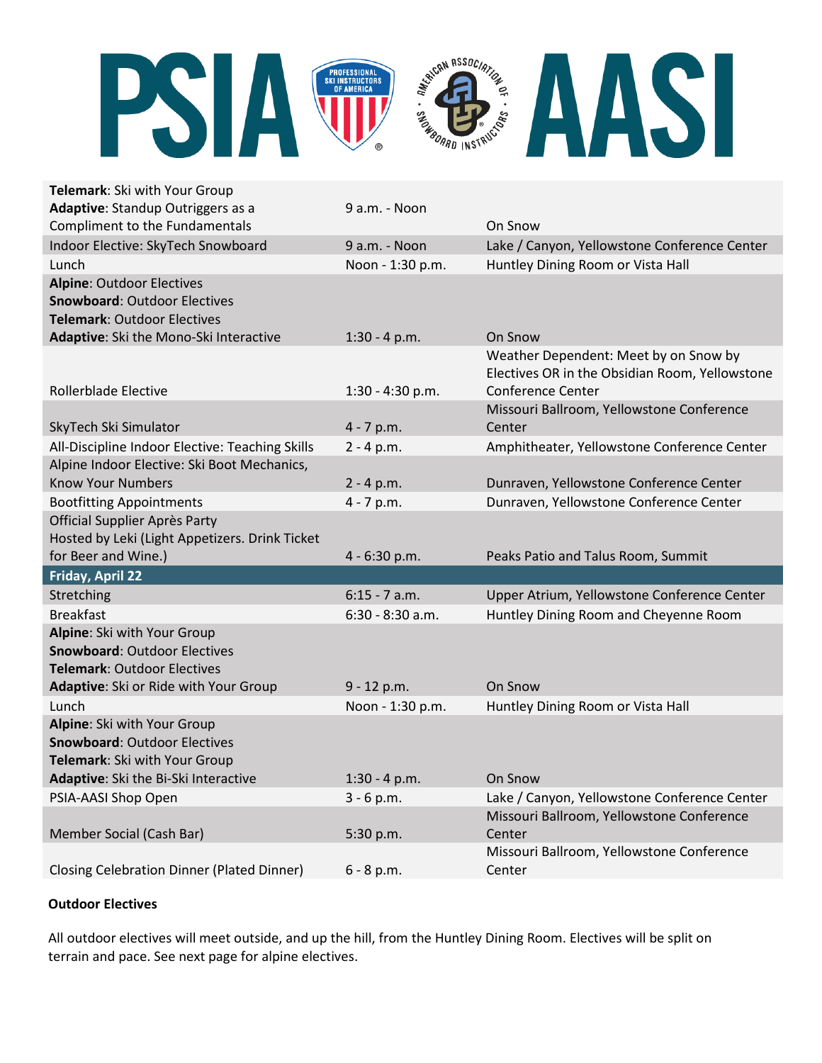| | | |
|---|---|---|
| **Telemark**: Ski with Your Group<br>**Adaptive**: Standup Outriggers as a Compliment to the Fundamentals | 9 a.m. - Noon | On Snow |
| Indoor Elective: SkyTech Snowboard | 9 a.m. - Noon | Lake / Canyon, Yellowstone Conference Center |
| Lunch | Noon - 1:30 p.m. | Huntley Dining Room or Vista Hall |
| **Alpine**: Outdoor Electives<br>**Snowboard**: Outdoor Electives<br>**Telemark**: Outdoor Electives<br>**Adaptive**: Ski the Mono-Ski Interactive | 1:30 - 4 p.m. | On Snow |
| Rollerblade Elective | 1:30 - 4:30 p.m. | Weather Dependent: Meet by on Snow by Electives OR in the Obsidian Room, Yellowstone Conference Center |
| SkyTech Ski Simulator | 4 - 7 p.m. | Missouri Ballroom, Yellowstone Conference Center |
| All-Discipline Indoor Elective: Teaching Skills | 2 - 4 p.m. | Amphitheater, Yellowstone Conference Center |
| Alpine Indoor Elective: Ski Boot Mechanics, Know Your Numbers | 2 - 4 p.m. | Dunraven, Yellowstone Conference Center |
| Bootfitting Appointments | 4 - 7 p.m. | Dunraven, Yellowstone Conference Center |
| Official Supplier Après Party<br>Hosted by Leki (Light Appetizers. Drink Ticket for Beer and Wine.) | 4 - 6:30 p.m. | Peaks Patio and Talus Room, Summit |
| **Friday, April 22** | | |
| Stretching | 6:15 - 7 a.m. | Upper Atrium, Yellowstone Conference Center |
| Breakfast | 6:30 - 8:30 a.m. | Huntley Dining Room and Cheyenne Room |
| **Alpine**: Ski with Your Group<br>**Snowboard**: Outdoor Electives<br>**Telemark**: Outdoor Electives<br>**Adaptive**: Ski or Ride with Your Group | 9 - 12 p.m. | On Snow |
| Lunch | Noon - 1:30 p.m. | Huntley Dining Room or Vista Hall |
| **Alpine**: Ski with Your Group<br>**Snowboard**: Outdoor Electives<br>**Telemark**: Ski with Your Group<br>**Adaptive**: Ski the Bi-Ski Interactive | 1:30 - 4 p.m. | On Snow |
| PSIA-AASI Shop Open | 3 - 6 p.m. | Lake / Canyon, Yellowstone Conference Center |
| Member Social (Cash Bar) | 5:30 p.m. | Missouri Ballroom, Yellowstone Conference Center |
| Closing Celebration Dinner (Plated Dinner) | 6 - 8 p.m. | Missouri Ballroom, Yellowstone Conference Center |

**Outdoor Electives**

All outdoor electives will meet outside, and up the hill, from the Huntley Dining Room. Electives will be split on terrain and pace. See next page for alpine electives.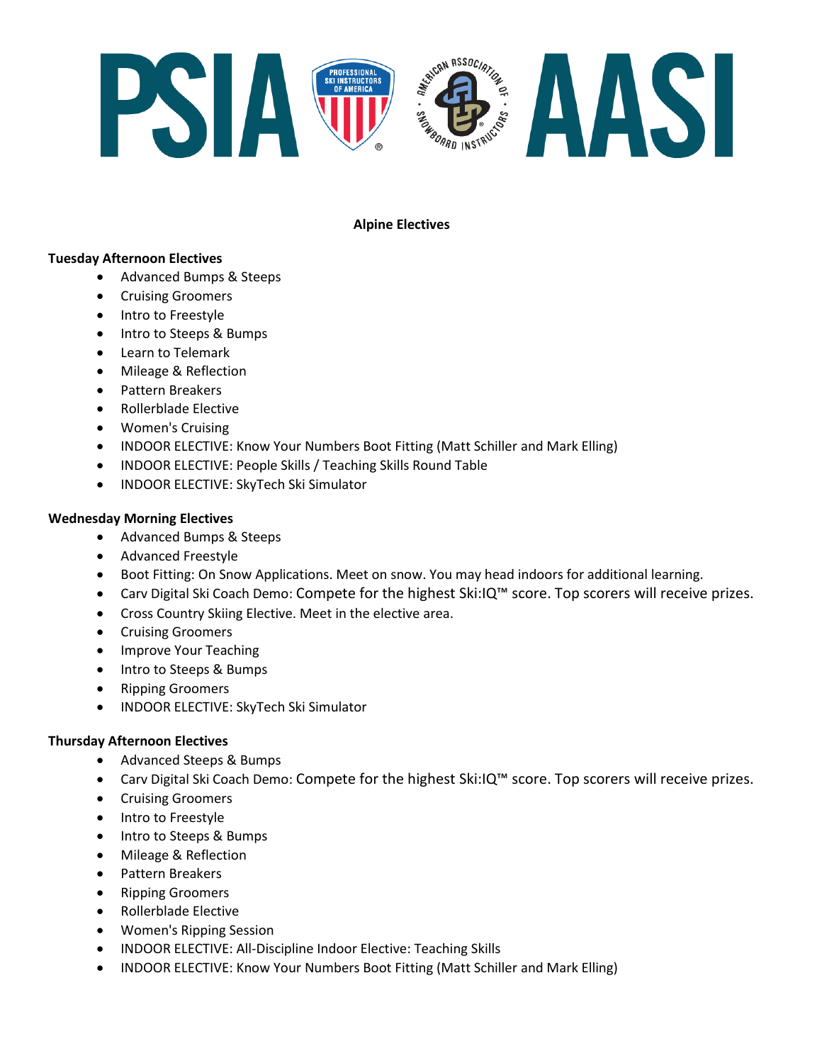## Alpine Electives

**Tuesday Afternoon Electives**

- Advanced Bumps & Steeps
- Cruising Groomers
- Intro to Freestyle
- Intro to Steeps & Bumps
- Learn to Telemark
- Mileage & Reflection
- Pattern Breakers
- Rollerblade Elective
- Women's Cruising
- INDOOR ELECTIVE: Know Your Numbers Boot Fitting (Matt Schiller and Mark Elling)
- INDOOR ELECTIVE: People Skills / Teaching Skills Round Table
- INDOOR ELECTIVE: SkyTech Ski Simulator

**Wednesday Morning Electives**

- Advanced Bumps & Steeps
- Advanced Freestyle
- Boot Fitting: On Snow Applications. Meet on snow. You may head indoors for additional learning.
- Carv Digital Ski Coach Demo: Compete for the highest Ski:IQ™ score. Top scorers will receive prizes.
- Cross Country Skiing Elective. Meet in the elective area.
- Cruising Groomers
- Improve Your Teaching
- Intro to Steeps & Bumps
- Ripping Groomers
- INDOOR ELECTIVE: SkyTech Ski Simulator

**Thursday Afternoon Electives**

- Advanced Steeps & Bumps
- Carv Digital Ski Coach Demo: Compete for the highest Ski:IQ™ score. Top scorers will receive prizes.
- Cruising Groomers
- Intro to Freestyle
- Intro to Steeps & Bumps
- Mileage & Reflection
- Pattern Breakers
- Ripping Groomers
- Rollerblade Elective
- Women's Ripping Session
- INDOOR ELECTIVE: All-Discipline Indoor Elective: Teaching Skills
- INDOOR ELECTIVE: Know Your Numbers Boot Fitting (Matt Schiller and Mark Elling)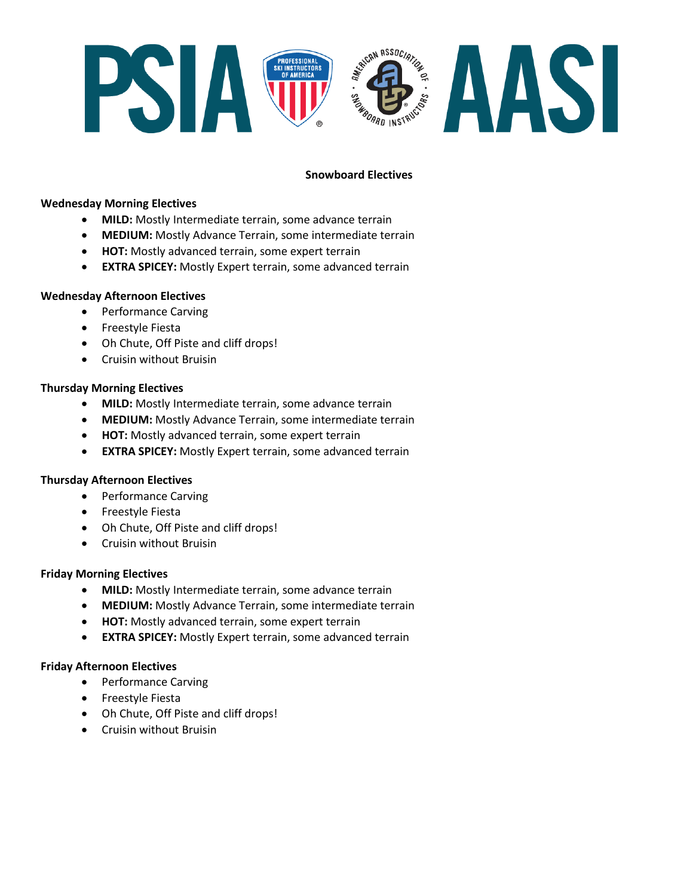## Snowboard Electives

### Wednesday Morning Electives

- **MILD:** Mostly Intermediate terrain, some advance terrain
- **MEDIUM:** Mostly Advance Terrain, some intermediate terrain
- **HOT:** Mostly advanced terrain, some expert terrain
- **EXTRA SPICEY:** Mostly Expert terrain, some advanced terrain

### Wednesday Afternoon Electives

- Performance Carving
- Freestyle Fiesta
- Oh Chute, Off Piste and cliff drops!
- Cruisin without Bruisin

### Thursday Morning Electives

- **MILD:** Mostly Intermediate terrain, some advance terrain
- **MEDIUM:** Mostly Advance Terrain, some intermediate terrain
- **HOT:** Mostly advanced terrain, some expert terrain
- **EXTRA SPICEY:** Mostly Expert terrain, some advanced terrain

### Thursday Afternoon Electives

- Performance Carving
- Freestyle Fiesta
- Oh Chute, Off Piste and cliff drops!
- Cruisin without Bruisin

### Friday Morning Electives

- **MILD:** Mostly Intermediate terrain, some advance terrain
- **MEDIUM:** Mostly Advance Terrain, some intermediate terrain
- **HOT:** Mostly advanced terrain, some expert terrain
- **EXTRA SPICEY:** Mostly Expert terrain, some advanced terrain

### Friday Afternoon Electives

- Performance Carving
- Freestyle Fiesta
- Oh Chute, Off Piste and cliff drops!
- Cruisin without Bruisin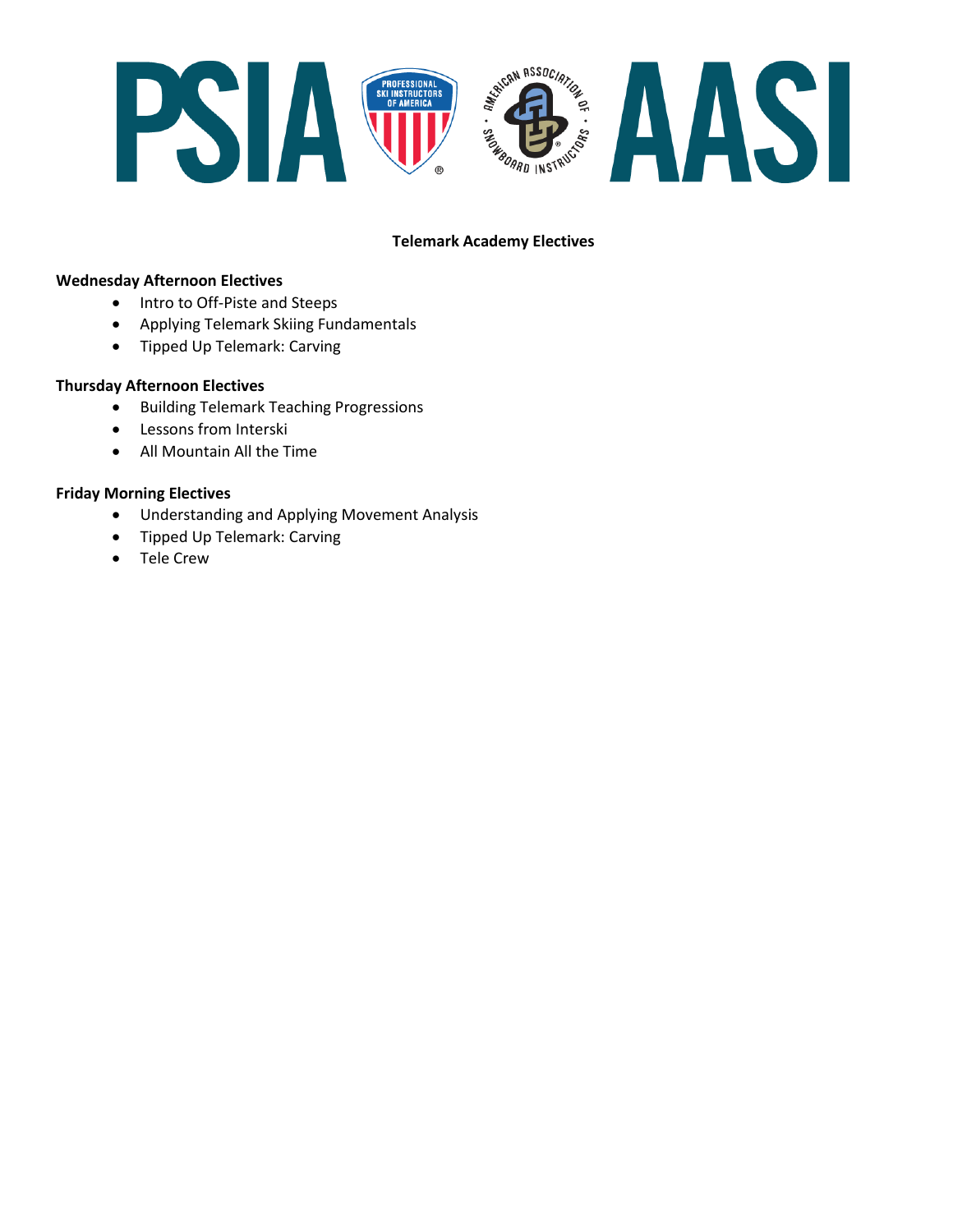PSIA AASI

## Telemark Academy Electives

**Wednesday Afternoon Electives**

- Intro to Off-Piste and Steeps
- Applying Telemark Skiing Fundamentals
- Tipped Up Telemark: Carving

**Thursday Afternoon Electives**

- Building Telemark Teaching Progressions
- Lessons from Interski
- All Mountain All the Time

**Friday Morning Electives**

- Understanding and Applying Movement Analysis
- Tipped Up Telemark: Carving
- Tele Crew